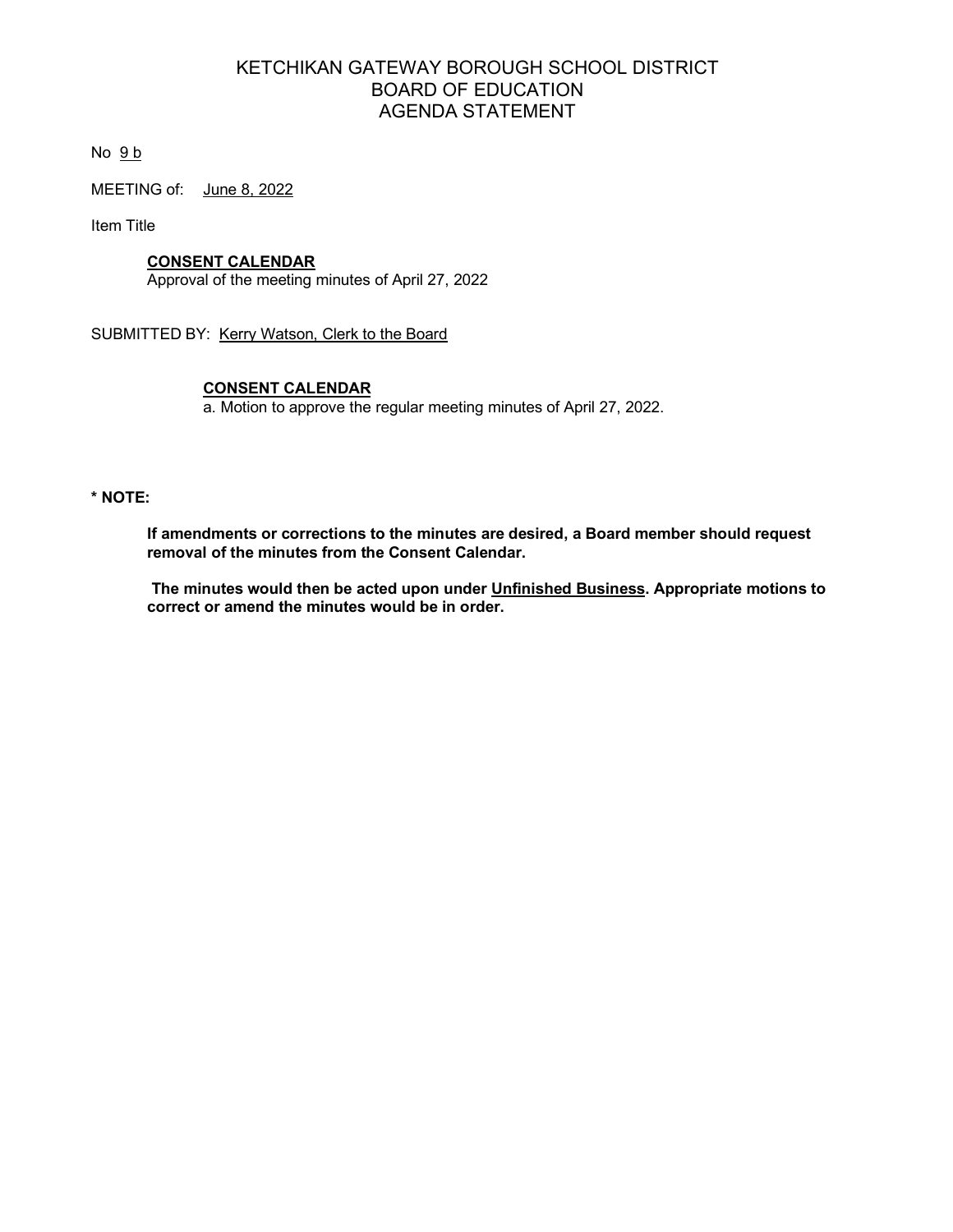# KETCHIKAN GATEWAY BOROUGH SCHOOL DISTRICT
## BOARD OF EDUCATION
## AGENDA STATEMENT

No 9 b

MEETING of: June 8, 2022

Item Title

**CONSENT CALENDAR**
Approval of the meeting minutes of April 27, 2022

SUBMITTED BY: Kerry Watson, Clerk to the Board

**CONSENT CALENDAR**
a. Motion to approve the regular meeting minutes of April 27, 2022.

**\* NOTE:**

**If amendments or corrections to the minutes are desired, a Board member should request removal of the minutes from the Consent Calendar.**

**The minutes would then be acted upon under Unfinished Business. Appropriate motions to correct or amend the minutes would be in order.**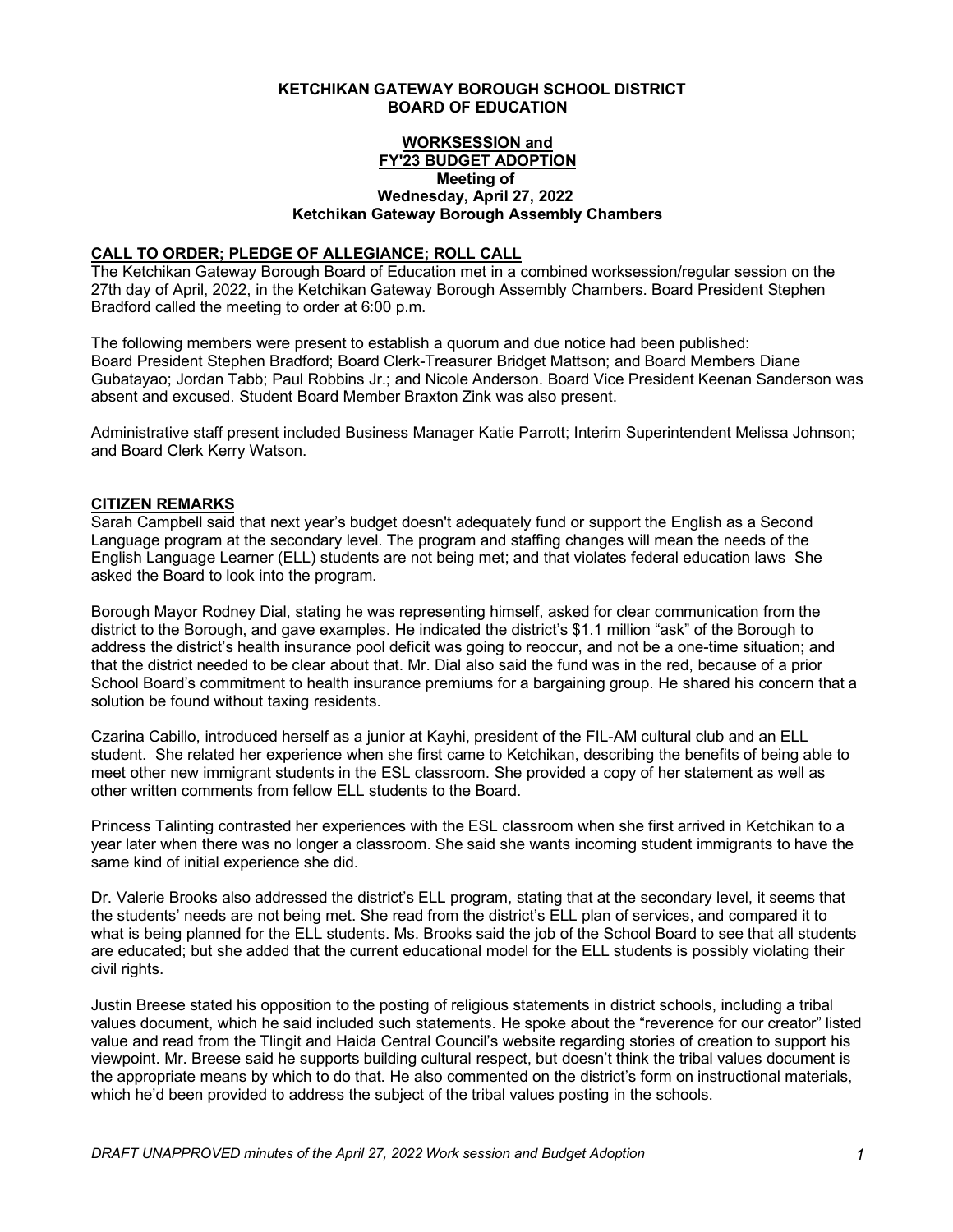**KETCHIKAN GATEWAY BOROUGH SCHOOL DISTRICT**
**BOARD OF EDUCATION**

**WORKSESSION and**
**FY'23 BUDGET ADOPTION**
**Meeting of**
**Wednesday, April 27, 2022**
**Ketchikan Gateway Borough Assembly Chambers**

## CALL TO ORDER; PLEDGE OF ALLEGIANCE; ROLL CALL

The Ketchikan Gateway Borough Board of Education met in a combined worksession/regular session on the 27th day of April, 2022, in the Ketchikan Gateway Borough Assembly Chambers. Board President Stephen Bradford called the meeting to order at 6:00 p.m.

The following members were present to establish a quorum and due notice had been published: Board President Stephen Bradford; Board Clerk-Treasurer Bridget Mattson; and Board Members Diane Gubatayao; Jordan Tabb; Paul Robbins Jr.; and Nicole Anderson. Board Vice President Keenan Sanderson was absent and excused. Student Board Member Braxton Zink was also present.

Administrative staff present included Business Manager Katie Parrott; Interim Superintendent Melissa Johnson; and Board Clerk Kerry Watson.

## CITIZEN REMARKS

Sarah Campbell said that next year's budget doesn't adequately fund or support the English as a Second Language program at the secondary level. The program and staffing changes will mean the needs of the English Language Learner (ELL) students are not being met; and that violates federal education laws She asked the Board to look into the program.

Borough Mayor Rodney Dial, stating he was representing himself, asked for clear communication from the district to the Borough, and gave examples. He indicated the district's $1.1 million "ask" of the Borough to address the district's health insurance pool deficit was going to reoccur, and not be a one-time situation; and that the district needed to be clear about that. Mr. Dial also said the fund was in the red, because of a prior School Board's commitment to health insurance premiums for a bargaining group. He shared his concern that a solution be found without taxing residents.

Czarina Cabillo, introduced herself as a junior at Kayhi, president of the FIL-AM cultural club and an ELL student. She related her experience when she first came to Ketchikan, describing the benefits of being able to meet other new immigrant students in the ESL classroom. She provided a copy of her statement as well as other written comments from fellow ELL students to the Board.

Princess Talinting contrasted her experiences with the ESL classroom when she first arrived in Ketchikan to a year later when there was no longer a classroom. She said she wants incoming student immigrants to have the same kind of initial experience she did.

Dr. Valerie Brooks also addressed the district's ELL program, stating that at the secondary level, it seems that the students' needs are not being met. She read from the district's ELL plan of services, and compared it to what is being planned for the ELL students. Ms. Brooks said the job of the School Board to see that all students are educated; but she added that the current educational model for the ELL students is possibly violating their civil rights.

Justin Breese stated his opposition to the posting of religious statements in district schools, including a tribal values document, which he said included such statements. He spoke about the "reverence for our creator" listed value and read from the Tlingit and Haida Central Council's website regarding stories of creation to support his viewpoint. Mr. Breese said he supports building cultural respect, but doesn't think the tribal values document is the appropriate means by which to do that. He also commented on the district's form on instructional materials, which he'd been provided to address the subject of the tribal values posting in the schools.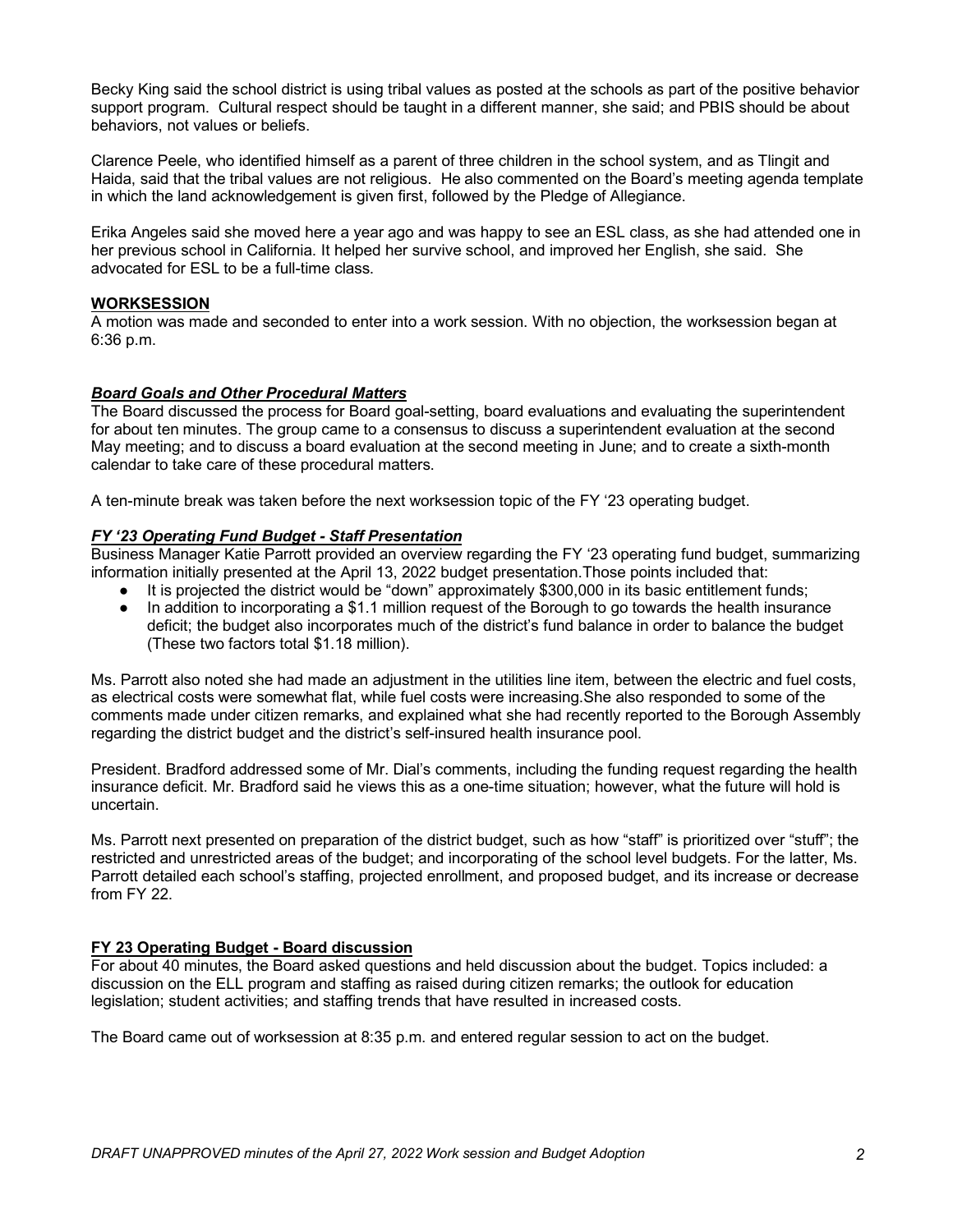Becky King said the school district is using tribal values as posted at the schools as part of the positive behavior support program. Cultural respect should be taught in a different manner, she said; and PBIS should be about behaviors, not values or beliefs.

Clarence Peele, who identified himself as a parent of three children in the school system, and as Tlingit and Haida, said that the tribal values are not religious. He also commented on the Board's meeting agenda template in which the land acknowledgement is given first, followed by the Pledge of Allegiance.

Erika Angeles said she moved here a year ago and was happy to see an ESL class, as she had attended one in her previous school in California. It helped her survive school, and improved her English, she said. She advocated for ESL to be a full-time class.

**WORKSESSION**

A motion was made and seconded to enter into a work session. With no objection, the worksession began at 6:36 p.m.

***Board Goals and Other Procedural Matters***

The Board discussed the process for Board goal-setting, board evaluations and evaluating the superintendent for about ten minutes. The group came to a consensus to discuss a superintendent evaluation at the second May meeting; and to discuss a board evaluation at the second meeting in June; and to create a sixth-month calendar to take care of these procedural matters.

A ten-minute break was taken before the next worksession topic of the FY '23 operating budget.

***FY '23 Operating Fund Budget - Staff Presentation***

Business Manager Katie Parrott provided an overview regarding the FY '23 operating fund budget, summarizing information initially presented at the April 13, 2022 budget presentation.Those points included that:

- It is projected the district would be "down" approximately $300,000 in its basic entitlement funds;
- In addition to incorporating a $1.1 million request of the Borough to go towards the health insurance deficit; the budget also incorporates much of the district's fund balance in order to balance the budget (These two factors total $1.18 million).

Ms. Parrott also noted she had made an adjustment in the utilities line item, between the electric and fuel costs, as electrical costs were somewhat flat, while fuel costs were increasing.She also responded to some of the comments made under citizen remarks, and explained what she had recently reported to the Borough Assembly regarding the district budget and the district's self-insured health insurance pool.

President. Bradford addressed some of Mr. Dial's comments, including the funding request regarding the health insurance deficit. Mr. Bradford said he views this as a one-time situation; however, what the future will hold is uncertain.

Ms. Parrott next presented on preparation of the district budget, such as how "staff" is prioritized over "stuff"; the restricted and unrestricted areas of the budget; and incorporating of the school level budgets. For the latter, Ms. Parrott detailed each school's staffing, projected enrollment, and proposed budget, and its increase or decrease from FY 22.

**FY 23 Operating Budget - Board discussion**

For about 40 minutes, the Board asked questions and held discussion about the budget. Topics included: a discussion on the ELL program and staffing as raised during citizen remarks; the outlook for education legislation; student activities; and staffing trends that have resulted in increased costs.

The Board came out of worksession at 8:35 p.m. and entered regular session to act on the budget.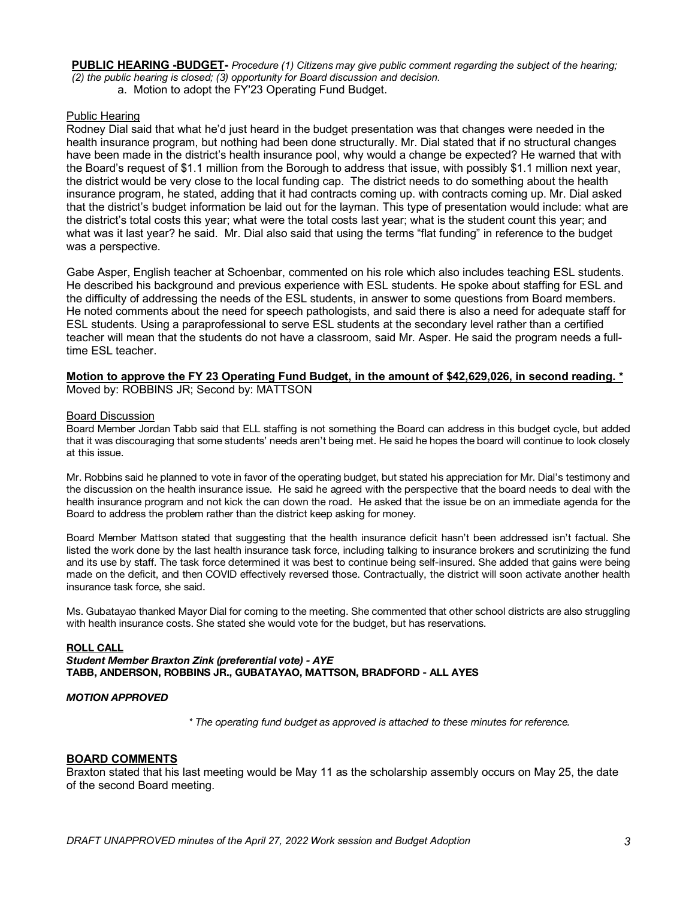**PUBLIC HEARING -BUDGET-** *Procedure (1) Citizens may give public comment regarding the subject of the hearing; (2) the public hearing is closed; (3) opportunity for Board discussion and decision.*

a. Motion to adopt the FY'23 Operating Fund Budget.

Public Hearing

Rodney Dial said that what he'd just heard in the budget presentation was that changes were needed in the health insurance program, but nothing had been done structurally. Mr. Dial stated that if no structural changes have been made in the district's health insurance pool, why would a change be expected? He warned that with the Board's request of $1.1 million from the Borough to address that issue, with possibly $1.1 million next year, the district would be very close to the local funding cap. The district needs to do something about the health insurance program, he stated, adding that it had contracts coming up. with contracts coming up. Mr. Dial asked that the district's budget information be laid out for the layman. This type of presentation would include: what are the district's total costs this year; what were the total costs last year; what is the student count this year; and what was it last year? he said. Mr. Dial also said that using the terms "flat funding" in reference to the budget was a perspective.

Gabe Asper, English teacher at Schoenbar, commented on his role which also includes teaching ESL students. He described his background and previous experience with ESL students. He spoke about staffing for ESL and the difficulty of addressing the needs of the ESL students, in answer to some questions from Board members. He noted comments about the need for speech pathologists, and said there is also a need for adequate staff for ESL students. Using a paraprofessional to serve ESL students at the secondary level rather than a certified teacher will mean that the students do not have a classroom, said Mr. Asper. He said the program needs a full-time ESL teacher.

**Motion to approve the FY 23 Operating Fund Budget, in the amount of $42,629,026, in second reading. \***
Moved by: ROBBINS JR; Second by: MATTSON

Board Discussion

Board Member Jordan Tabb said that ELL staffing is not something the Board can address in this budget cycle, but added that it was discouraging that some students' needs aren't being met. He said he hopes the board will continue to look closely at this issue.

Mr. Robbins said he planned to vote in favor of the operating budget, but stated his appreciation for Mr. Dial's testimony and the discussion on the health insurance issue. He said he agreed with the perspective that the board needs to deal with the health insurance program and not kick the can down the road. He asked that the issue be on an immediate agenda for the Board to address the problem rather than the district keep asking for money.

Board Member Mattson stated that suggesting that the health insurance deficit hasn't been addressed isn't factual. She listed the work done by the last health insurance task force, including talking to insurance brokers and scrutinizing the fund and its use by staff. The task force determined it was best to continue being self-insured. She added that gains were being made on the deficit, and then COVID effectively reversed those. Contractually, the district will soon activate another health insurance task force, she said.

Ms. Gubatayao thanked Mayor Dial for coming to the meeting. She commented that other school districts are also struggling with health insurance costs. She stated she would vote for the budget, but has reservations.

**ROLL CALL**
***Student Member Braxton Zink (preferential vote) - AYE***
**TABB, ANDERSON, ROBBINS JR., GUBATAYAO, MATTSON, BRADFORD - ALL AYES**

***MOTION APPROVED***

*\* The operating fund budget as approved is attached to these minutes for reference.*

## BOARD COMMENTS

Braxton stated that his last meeting would be May 11 as the scholarship assembly occurs on May 25, the date of the second Board meeting.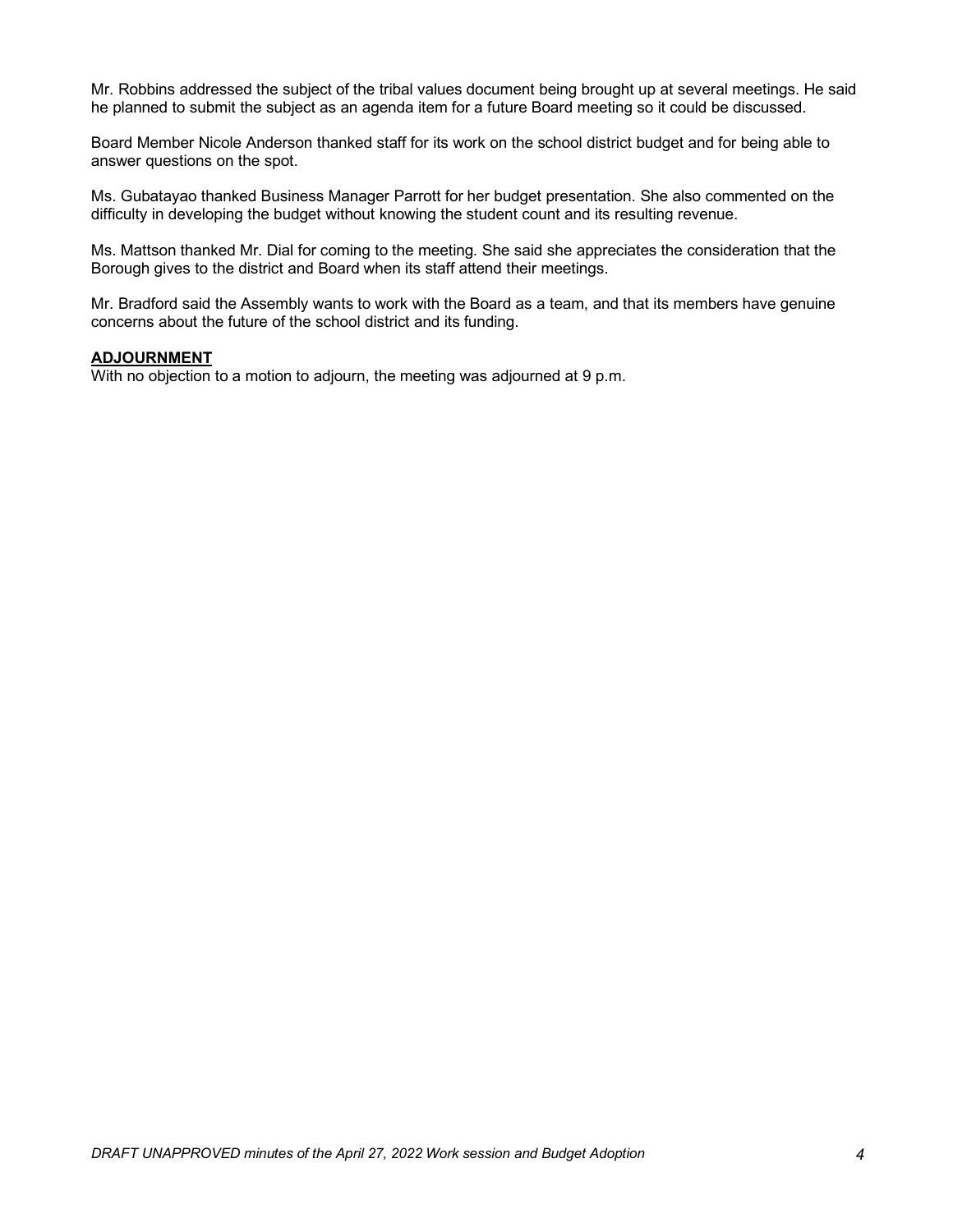Mr. Robbins addressed the subject of the tribal values document being brought up at several meetings. He said he planned to submit the subject as an agenda item for a future Board meeting so it could be discussed.

Board Member Nicole Anderson thanked staff for its work on the school district budget and for being able to answer questions on the spot.

Ms. Gubatayao thanked Business Manager Parrott for her budget presentation. She also commented on the difficulty in developing the budget without knowing the student count and its resulting revenue.

Ms. Mattson thanked Mr. Dial for coming to the meeting. She said she appreciates the consideration that the Borough gives to the district and Board when its staff attend their meetings.

Mr. Bradford said the Assembly wants to work with the Board as a team, and that its members have genuine concerns about the future of the school district and its funding.

**ADJOURNMENT**

With no objection to a motion to adjourn, the meeting was adjourned at 9 p.m.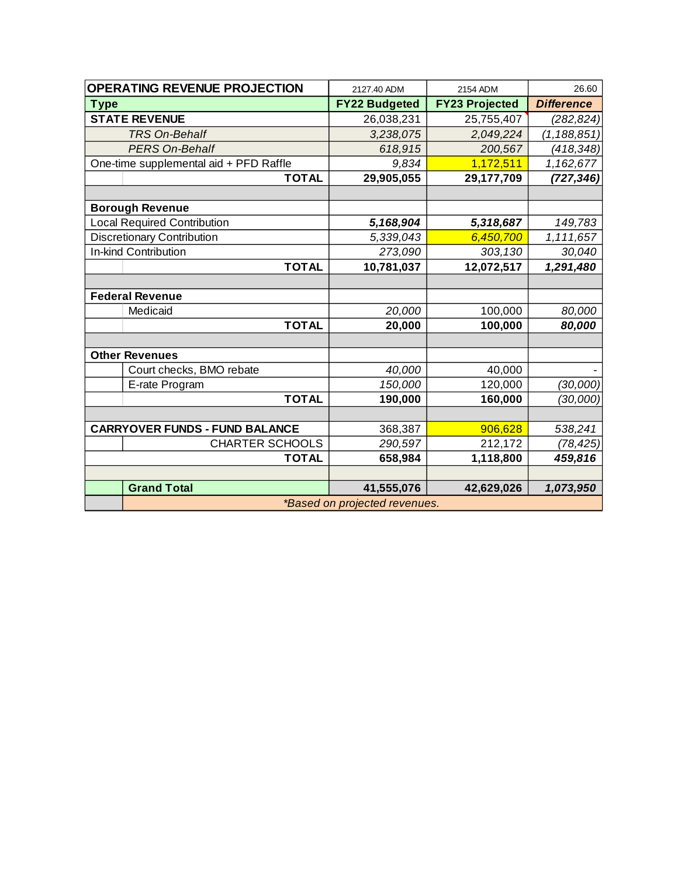| OPERATING REVENUE PROJECTION | 2127.40 ADM | 2154 ADM | 26.60 |
|---|---|---|---|
| **Type** | **FY22 Budgeted** | **FY23 Projected** | ***Difference*** |
| **STATE REVENUE** | 26,038,231 | 25,755,407 | *(282,824)* |
| *TRS On-Behalf* | *3,238,075* | *2,049,224* | *(1,188,851)* |
| *PERS On-Behalf* | *618,915* | *200,567* | *(418,348)* |
| One-time supplemental aid + PFD Raffle | *9,834* | 1,172,511 | *1,162,677* |
| **TOTAL** | **29,905,055** | **29,177,709** | ***(727,346)*** |
| | | | |
| **Borough Revenue** | | | |
| Local Required Contribution | ***5,168,904*** | ***5,318,687*** | *149,783* |
| Discretionary Contribution | *5,339,043* | *6,450,700* | *1,111,657* |
| In-kind Contribution | *273,090* | *303,130* | *30,040* |
| **TOTAL** | **10,781,037** | **12,072,517** | ***1,291,480*** |
| | | | |
| **Federal Revenue** | | | |
| Medicaid | *20,000* | 100,000 | *80,000* |
| **TOTAL** | **20,000** | **100,000** | ***80,000*** |
| | | | |
| **Other Revenues** | | | |
| Court checks, BMO rebate | *40,000* | 40,000 | - |
| E-rate Program | *150,000* | 120,000 | *(30,000)* |
| **TOTAL** | **190,000** | **160,000** | *(30,000)* |
| | | | |
| **CARRYOVER FUNDS - FUND BALANCE** | 368,387 | 906,628 | *538,241* |
| CHARTER SCHOOLS | *290,597* | 212,172 | *(78,425)* |
| **TOTAL** | **658,984** | **1,118,800** | ***459,816*** |
| | | | |
| **Grand Total** | **41,555,076** | **42,629,026** | ***1,073,950*** |
| *\*Based on projected revenues.* | | | |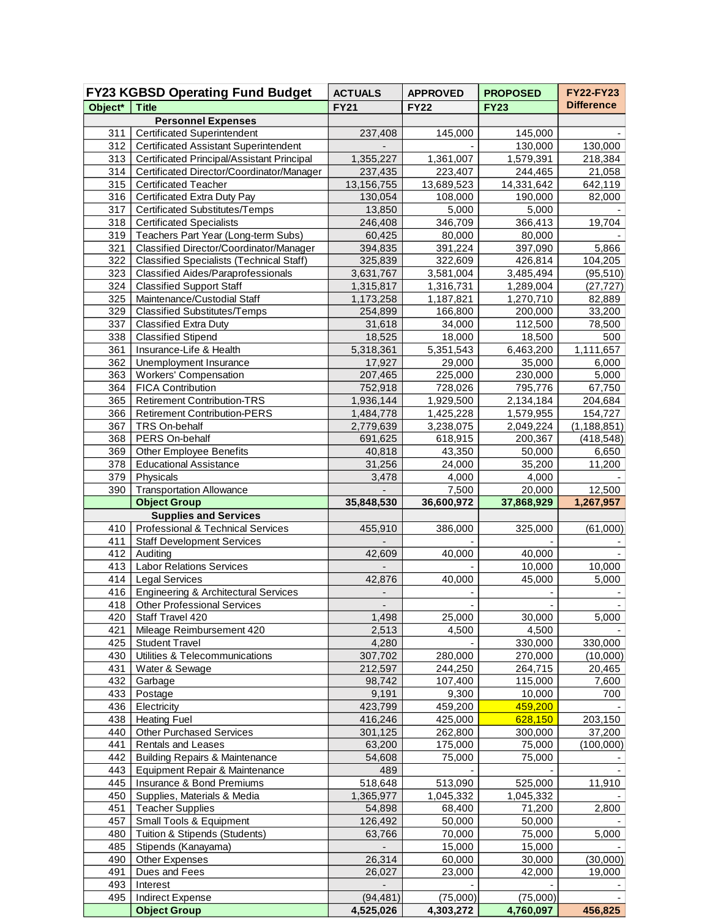| FY23 KGBSD Operating Fund Budget | | ACTUALS | APPROVED | PROPOSED | FY22-FY23 |
|---|---|---|---|---|---|
| **Object*** | **Title** | **FY21** | **FY22** | **FY23** | **Difference** |
| | **Personnel Expenses** | | | | |
| 311 | Certificated Superintendent | 237,408 | 145,000 | 145,000 | - |
| 312 | Certificated Assistant Superintendent | - | - | 130,000 | 130,000 |
| 313 | Certificated Principal/Assistant Principal | 1,355,227 | 1,361,007 | 1,579,391 | 218,384 |
| 314 | Certificated Director/Coordinator/Manager | 237,435 | 223,407 | 244,465 | 21,058 |
| 315 | Certificated Teacher | 13,156,755 | 13,689,523 | 14,331,642 | 642,119 |
| 316 | Certificated Extra Duty Pay | 130,054 | 108,000 | 190,000 | 82,000 |
| 317 | Certificated Substitutes/Temps | 13,850 | 5,000 | 5,000 | - |
| 318 | Certificated Specialists | 246,408 | 346,709 | 366,413 | 19,704 |
| 319 | Teachers Part Year (Long-term Subs) | 60,425 | 80,000 | 80,000 | - |
| 321 | Classified Director/Coordinator/Manager | 394,835 | 391,224 | 397,090 | 5,866 |
| 322 | Classified Specialists (Technical Staff) | 325,839 | 322,609 | 426,814 | 104,205 |
| 323 | Classified Aides/Paraprofessionals | 3,631,767 | 3,581,004 | 3,485,494 | (95,510) |
| 324 | Classified Support Staff | 1,315,817 | 1,316,731 | 1,289,004 | (27,727) |
| 325 | Maintenance/Custodial Staff | 1,173,258 | 1,187,821 | 1,270,710 | 82,889 |
| 329 | Classified Substitutes/Temps | 254,899 | 166,800 | 200,000 | 33,200 |
| 337 | Classified Extra Duty | 31,618 | 34,000 | 112,500 | 78,500 |
| 338 | Classified Stipend | 18,525 | 18,000 | 18,500 | 500 |
| 361 | Insurance-Life & Health | 5,318,361 | 5,351,543 | 6,463,200 | 1,111,657 |
| 362 | Unemployment Insurance | 17,927 | 29,000 | 35,000 | 6,000 |
| 363 | Workers' Compensation | 207,465 | 225,000 | 230,000 | 5,000 |
| 364 | FICA Contribution | 752,918 | 728,026 | 795,776 | 67,750 |
| 365 | Retirement Contribution-TRS | 1,936,144 | 1,929,500 | 2,134,184 | 204,684 |
| 366 | Retirement Contribution-PERS | 1,484,778 | 1,425,228 | 1,579,955 | 154,727 |
| 367 | TRS On-behalf | 2,779,639 | 3,238,075 | 2,049,224 | (1,188,851) |
| 368 | PERS On-behalf | 691,625 | 618,915 | 200,367 | (418,548) |
| 369 | Other Employee Benefits | 40,818 | 43,350 | 50,000 | 6,650 |
| 378 | Educational Assistance | 31,256 | 24,000 | 35,200 | 11,200 |
| 379 | Physicals | 3,478 | 4,000 | 4,000 | - |
| 390 | Transportation Allowance | - | 7,500 | 20,000 | 12,500 |
| | **Object Group** | **35,848,530** | **36,600,972** | **37,868,929** | **1,267,957** |
| | **Supplies and Services** | | | | |
| 410 | Professional & Technical Services | 455,910 | 386,000 | 325,000 | (61,000) |
| 411 | Staff Development Services | - | - | - | - |
| 412 | Auditing | 42,609 | 40,000 | 40,000 | - |
| 413 | Labor Relations Services | - | - | 10,000 | 10,000 |
| 414 | Legal Services | 42,876 | 40,000 | 45,000 | 5,000 |
| 416 | Engineering & Architectural Services | - | - | - | - |
| 418 | Other Professional Services | - | - | - | - |
| 420 | Staff Travel 420 | 1,498 | 25,000 | 30,000 | 5,000 |
| 421 | Mileage Reimbursement 420 | 2,513 | 4,500 | 4,500 | - |
| 425 | Student Travel | 4,280 | - | 330,000 | 330,000 |
| 430 | Utilities & Telecommunications | 307,702 | 280,000 | 270,000 | (10,000) |
| 431 | Water & Sewage | 212,597 | 244,250 | 264,715 | 20,465 |
| 432 | Garbage | 98,742 | 107,400 | 115,000 | 7,600 |
| 433 | Postage | 9,191 | 9,300 | 10,000 | 700 |
| 436 | Electricity | 423,799 | 459,200 | 459,200 | - |
| 438 | Heating Fuel | 416,246 | 425,000 | 628,150 | 203,150 |
| 440 | Other Purchased Services | 301,125 | 262,800 | 300,000 | 37,200 |
| 441 | Rentals and Leases | 63,200 | 175,000 | 75,000 | (100,000) |
| 442 | Building Repairs & Maintenance | 54,608 | 75,000 | 75,000 | - |
| 443 | Equipment Repair & Maintenance | 489 | - | - | - |
| 445 | Insurance & Bond Premiums | 518,648 | 513,090 | 525,000 | 11,910 |
| 450 | Supplies, Materials & Media | 1,365,977 | 1,045,332 | 1,045,332 | - |
| 451 | Teacher Supplies | 54,898 | 68,400 | 71,200 | 2,800 |
| 457 | Small Tools & Equipment | 126,492 | 50,000 | 50,000 | - |
| 480 | Tuition & Stipends (Students) | 63,766 | 70,000 | 75,000 | 5,000 |
| 485 | Stipends (Kanayama) | - | 15,000 | 15,000 | - |
| 490 | Other Expenses | 26,314 | 60,000 | 30,000 | (30,000) |
| 491 | Dues and Fees | 26,027 | 23,000 | 42,000 | 19,000 |
| 493 | Interest | - | - | - | - |
| 495 | Indirect Expense | (94,481) | (75,000) | (75,000) | - |
| | **Object Group** | **4,525,026** | **4,303,272** | **4,760,097** | **456,825** |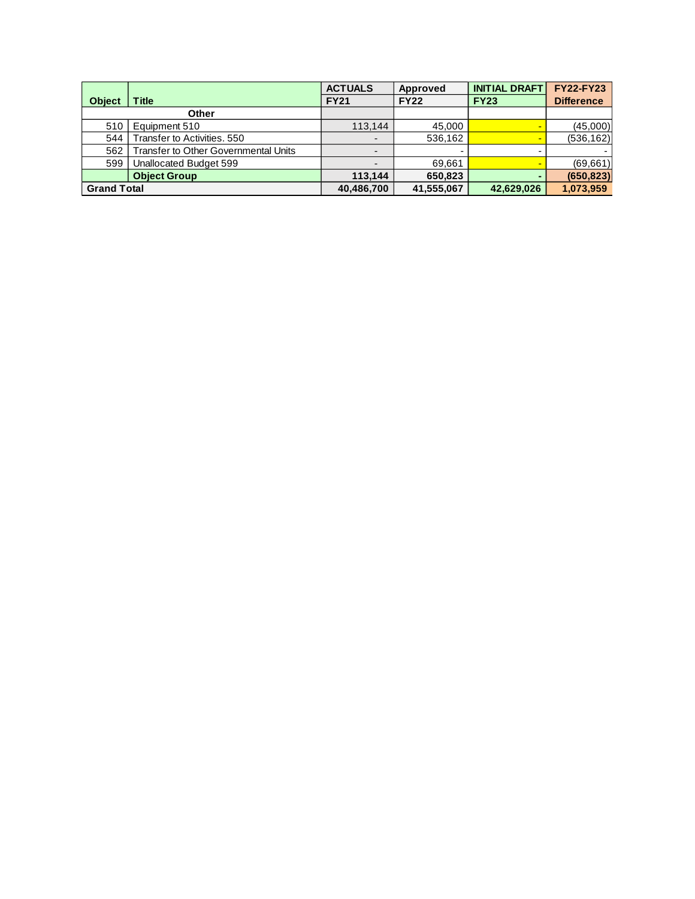| Object | Title | ACTUALS FY21 | Approved FY22 | INITIAL DRAFT FY23 | FY22-FY23 Difference |
|---|---|---|---|---|---|
| | **Other** | | | | |
| 510 | Equipment 510 | 113,144 | 45,000 | - | (45,000) |
| 544 | Transfer to Activities. 550 | - | 536,162 | - | (536,162) |
| 562 | Transfer to Other Governmental Units | - | - | - | - |
| 599 | Unallocated Budget 599 | - | 69,661 | - | (69,661) |
| | **Object Group** | **113,144** | **650,823** | **-** | **(650,823)** |
| **Grand Total** | | **40,486,700** | **41,555,067** | **42,629,026** | **1,073,959** |